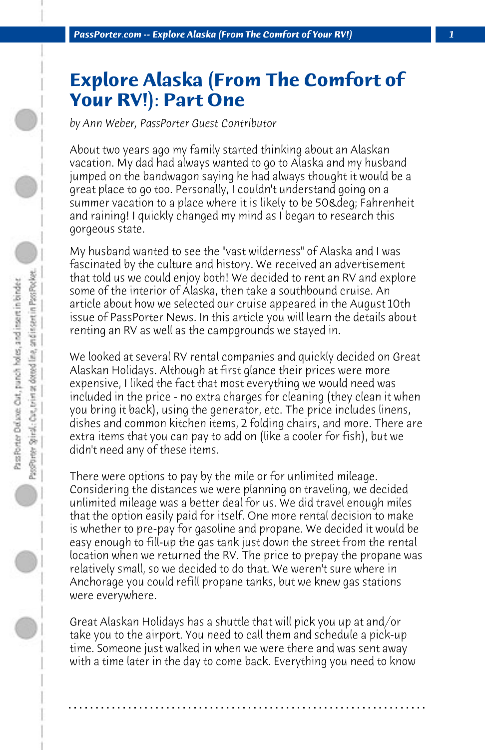# Explore Alaska (From The Comfort of Your RV!): Part One

*by Ann Weber, PassPorter Guest Contributor*

About two years ago my family started thinking about an Alaskan vacation. My dad had always wanted to go to Alaska and my husband jumped on the bandwagon saying he had always thought it would be a great place to go too. Personally, I couldn't understand going on a summer vacation to a place where it is likely to be 50&deg; Fahrenheit and raining! I quickly changed my mind as I began to research this gorgeous state.

My husband wanted to see the "vast wilderness" of Alaska and I was fascinated by the culture and history. We received an advertisement that told us we could enjoy both! We decided to rent an RV and explore some of the interior of Alaska, then take a southbound cruise. An article about how we selected our cruise appeared in the August 10th issue of PassPorter News. In this article you will learn the details about renting an RV as well as the campgrounds we stayed in.

We looked at several RV rental companies and quickly decided on Great Alaskan Holidays. Although at first glance their prices were more expensive, I liked the fact that most everything we would need was included in the price - no extra charges for cleaning (they clean it when you bring it back), using the generator, etc. The price includes linens, dishes and common kitchen items, 2 folding chairs, and more. There are extra items that you can pay to add on (like a cooler for fish), but we didn't need any of these items.

There were options to pay by the mile or for unlimited mileage. Considering the distances we were planning on traveling, we decided unlimited mileage was a better deal for us. We did travel enough miles that the option easily paid for itself. One more rental decision to make is whether to pre-pay for gasoline and propane. We decided it would be easy enough to fill-up the gas tank just down the street from the rental location when we returned the RV. The price to prepay the propane was relatively small, so we decided to do that. We weren't sure where in Anchorage you could refill propane tanks, but we knew gas stations were everywhere.

Great Alaskan Holidays has a shuttle that will pick you up at and/or take you to the airport. You need to call them and schedule a pick-up time. Someone just walked in when we were there and was sent away with a time later in the day to come back. Everything you need to know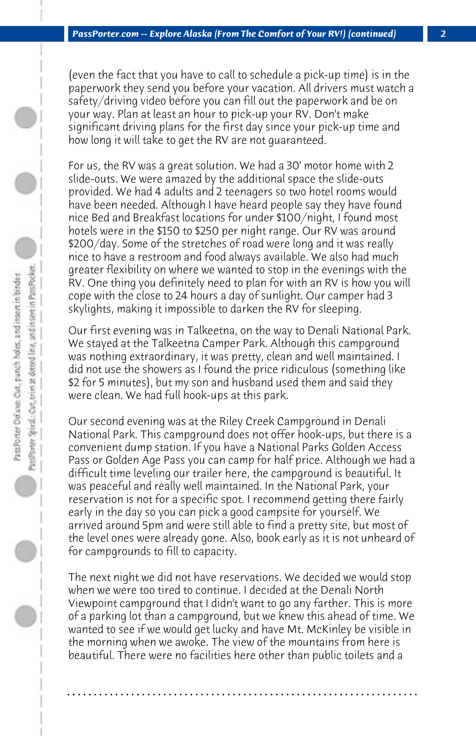(even the fact that you have to call to schedule a pick-up time) is in the paperwork they send you before your vacation. All drivers must watch a safety/driving video before you can fill out the paperwork and be on your way. Plan at least an hour to pick-up your RV. Don't make significant driving plans for the first day since your pick-up time and how long it will take to get the RV are not guaranteed.

For us, the RV was a great solution. We had a 30' motor home with 2 slide-outs. We were amazed by the additional space the slide-outs provided. We had 4 adults and 2 teenagers so two hotel rooms would have been needed. Although I have heard people say they have found nice Bed and Breakfast locations for under $100/night, I found most hotels were in the $150 to $250 per night range. Our RV was around $200/day. Some of the stretches of road were long and it was really nice to have a restroom and food always available. We also had much greater flexibility on where we wanted to stop in the evenings with the RV. One thing you definitely need to plan for with an RV is how you will cope with the close to 24 hours a day of sunlight. Our camper had 3 skylights, making it impossible to darken the RV for sleeping.

Our first evening was in Talkeetna, on the way to Denali National Park. We stayed at the Talkeetna Camper Park. Although this campground was nothing extraordinary, it was pretty, clean and well maintained. I did not use the showers as I found the price ridiculous (something like $2 for 5 minutes), but my son and husband used them and said they were clean. We had full hook-ups at this park.

Our second evening was at the Riley Creek Campground in Denali National Park. This campground does not offer hook-ups, but there is a convenient dump station. If you have a National Parks Golden Access Pass or Golden Age Pass you can camp for half price. Although we had a difficult time leveling our trailer here, the campground is beautiful. It was peaceful and really well maintained. In the National Park, your reservation is not for a specific spot. I recommend getting there fairly early in the day so you can pick a good campsite for yourself. We arrived around 5pm and were still able to find a pretty site, but most of the level ones were already gone. Also, book early as it is not unheard of for campgrounds to fill to capacity.

The next night we did not have reservations. We decided we would stop when we were too tired to continue. I decided at the Denali North Viewpoint campground that I didn't want to go any farther. This is more of a parking lot than a campground, but we knew this ahead of time. We wanted to see if we would get lucky and have Mt. McKinley be visible in the morning when we awoke. The view of the mountains from here is beautiful. There were no facilities here other than public toilets and a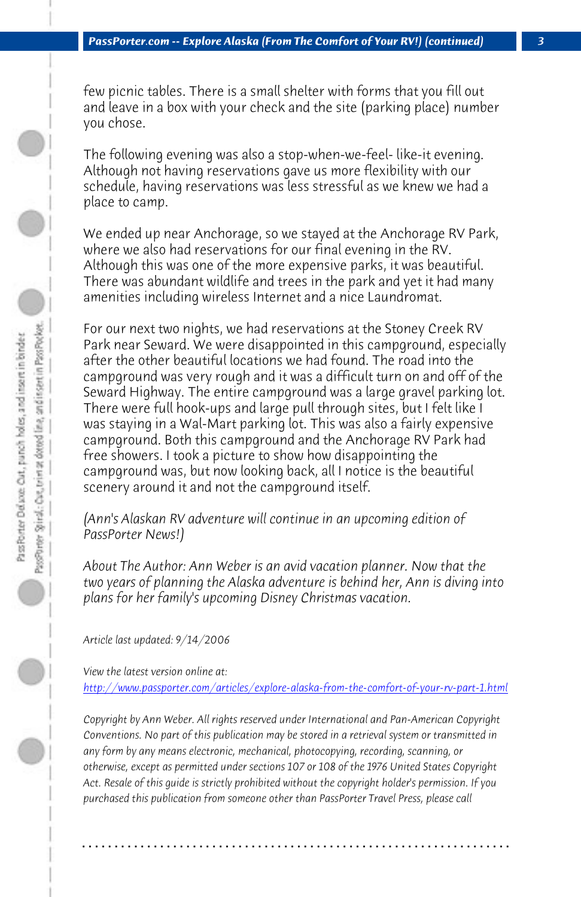few picnic tables. There is a small shelter with forms that you fill out and leave in a box with your check and the site (parking place) number you chose.

The following evening was also a stop-when-we-feel- like-it evening. Although not having reservations gave us more flexibility with our schedule, having reservations was less stressful as we knew we had a place to camp.

We ended up near Anchorage, so we stayed at the Anchorage RV Park, where we also had reservations for our final evening in the RV. Although this was one of the more expensive parks, it was beautiful. There was abundant wildlife and trees in the park and yet it had many amenities including wireless Internet and a nice Laundromat.

For our next two nights, we had reservations at the Stoney Creek RV Park near Seward. We were disappointed in this campground, especially after the other beautiful locations we had found. The road into the campground was very rough and it was a difficult turn on and off of the Seward Highway. The entire campground was a large gravel parking lot. There were full hook-ups and large pull through sites, but I felt like I was staying in a Wal-Mart parking lot. This was also a fairly expensive campground. Both this campground and the Anchorage RV Park had free showers. I took a picture to show how disappointing the campground was, but now looking back, all I notice is the beautiful scenery around it and not the campground itself.

*(Ann's Alaskan RV adventure will continue in an upcoming edition of PassPorter News!)*

*About The Author: Ann Weber is an avid vacation planner. Now that the two years of planning the Alaska adventure is behind her, Ann is diving into plans for her family's upcoming Disney Christmas vacation.*

*Article last updated: 9/14/2006*

*View the latest version online at:*
http://www.passporter.com/articles/explore-alaska-from-the-comfort-of-your-rv-part-1.html

*Copyright by Ann Weber. All rights reserved under International and Pan-American Copyright Conventions. No part of this publication may be stored in a retrieval system or transmitted in any form by any means electronic, mechanical, photocopying, recording, scanning, or otherwise, except as permitted under sections 107 or 108 of the 1976 United States Copyright Act. Resale of this guide is strictly prohibited without the copyright holder's permission. If you purchased this publication from someone other than PassPorter Travel Press, please call*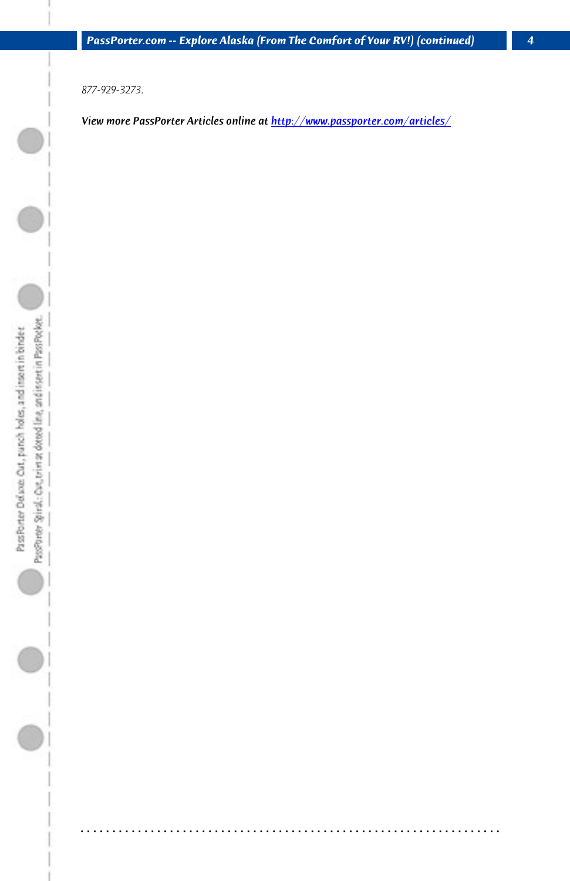*877-929-3273.*

*View more PassPorter Articles online at [http://www.passporter.com/articles/](http://www.passporter.com/articles/)*